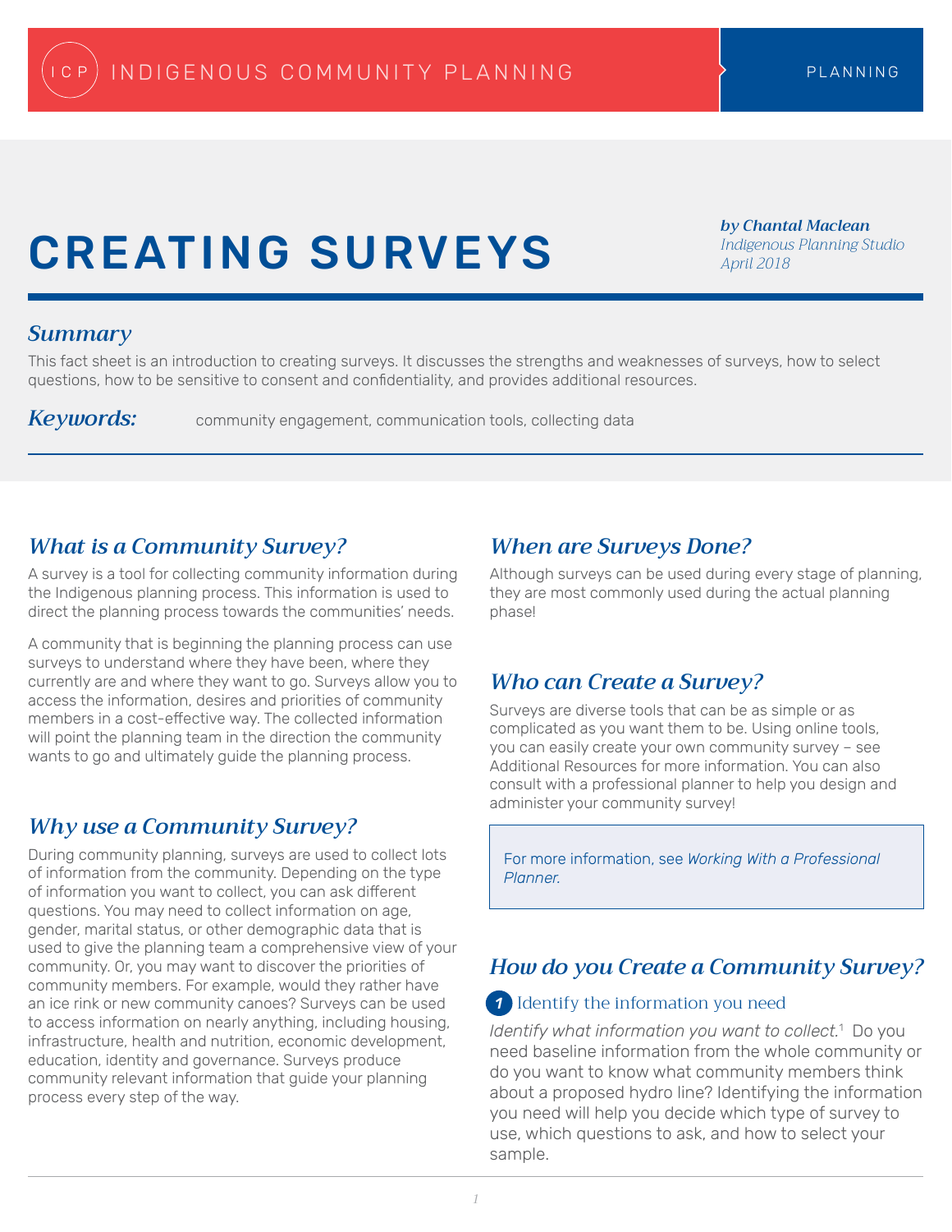INDIGENOUS COMMUNITY PLANNING | PLANNING

# CREATING SURVEYS

***by Chantal Maclean***
*Indigenous Planning Studio*
*April 2018*

## *Summary*

This fact sheet is an introduction to creating surveys. It discusses the strengths and weaknesses of surveys, how to select questions, how to be sensitive to consent and confidentiality, and provides additional resources.

***Keywords:*** community engagement, communication tools, collecting data

## *What is a Community Survey?*

A survey is a tool for collecting community information during the Indigenous planning process. This information is used to direct the planning process towards the communities' needs.

A community that is beginning the planning process can use surveys to understand where they have been, where they currently are and where they want to go. Surveys allow you to access the information, desires and priorities of community members in a cost-effective way. The collected information will point the planning team in the direction the community wants to go and ultimately guide the planning process.

## *Why use a Community Survey?*

During community planning, surveys are used to collect lots of information from the community. Depending on the type of information you want to collect, you can ask different questions. You may need to collect information on age, gender, marital status, or other demographic data that is used to give the planning team a comprehensive view of your community. Or, you may want to discover the priorities of community members. For example, would they rather have an ice rink or new community canoes? Surveys can be used to access information on nearly anything, including housing, infrastructure, health and nutrition, economic development, education, identity and governance. Surveys produce community relevant information that guide your planning process every step of the way.

## *When are Surveys Done?*

Although surveys can be used during every stage of planning, they are most commonly used during the actual planning phase!

## *Who can Create a Survey?*

Surveys are diverse tools that can be as simple or as complicated as you want them to be. Using online tools, you can easily create your own community survey – see Additional Resources for more information. You can also consult with a professional planner to help you design and administer your community survey!

> For more information, see *Working With a Professional Planner.*

## *How do you Create a Community Survey?*

### 1 Identify the information you need

*Identify what information you want to collect.*[1] Do you need baseline information from the whole community or do you want to know what community members think about a proposed hydro line? Identifying the information you need will help you decide which type of survey to use, which questions to ask, and how to select your sample.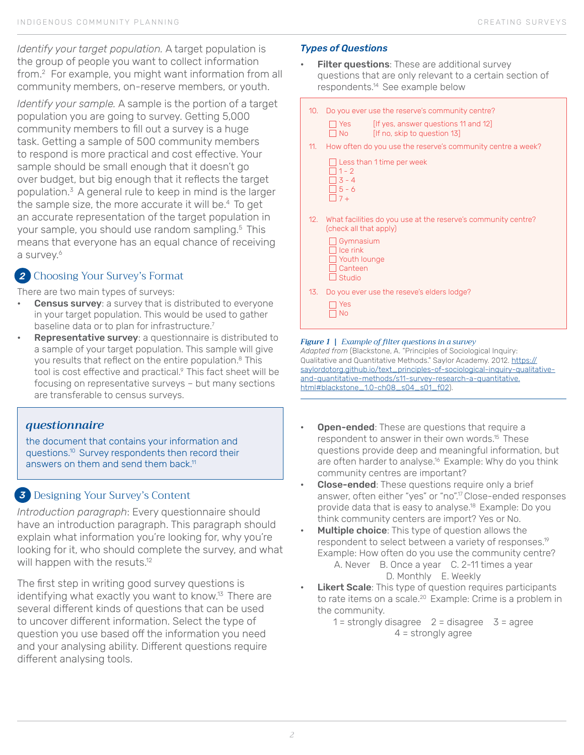*Identify your target population.* A target population is the group of people you want to collect information from.[2] For example, you might want information from all community members, on-reserve members, or youth.

*Identify your sample.* A sample is the portion of a target population you are going to survey. Getting 5,000 community members to fill out a survey is a huge task. Getting a sample of 500 community members to respond is more practical and cost effective. Your sample should be small enough that it doesn't go over budget, but big enough that it reflects the target population.[3] A general rule to keep in mind is the larger the sample size, the more accurate it will be.[4] To get an accurate representation of the target population in your sample, you should use random sampling.[5] This means that everyone has an equal chance of receiving a survey.[6]

## 2 Choosing Your Survey's Format

There are two main types of surveys:

- **Census survey**: a survey that is distributed to everyone in your target population. This would be used to gather baseline data or to plan for infrastructure.[7]
- **Representative survey**: a questionnaire is distributed to a sample of your target population. This sample will give you results that reflect on the entire population.[8] This tool is cost effective and practical.[9] This fact sheet will be focusing on representative surveys – but many sections are transferable to census surveys.

> ***questionnaire***
>
> the document that contains your information and questions.[10] Survey respondents then record their answers on them and send them back.[11]

## 3 Designing Your Survey's Content

*Introduction paragraph*: Every questionnaire should have an introduction paragraph. This paragraph should explain what information you're looking for, why you're looking for it, who should complete the survey, and what will happen with the resuts.[12]

The first step in writing good survey questions is identifying what exactly you want to know.[13] There are several different kinds of questions that can be used to uncover different information. Select the type of question you use based off the information you need and your analysing ability. Different questions require different analysing tools.

### *Types of Questions*

- **Filter questions**: These are additional survey questions that are only relevant to a certain section of respondents.[14] See example below

> 10. Do you ever use the reserve's community centre?
>     - ☐ Yes [If yes, answer questions 11 and 12]
>     - ☐ No [If no, skip to question 13]
> 11. How often do you use the reserve's community centre a week?
>     - ☐ Less than 1 time per week
>     - ☐ 1 - 2
>     - ☐ 3 - 4
>     - ☐ 5 - 6
>     - ☐ 7 +
> 12. What facilities do you use at the reserve's community centre? (check all that apply)
>     - ☐ Gymnasium
>     - ☐ Ice rink
>     - ☐ Youth lounge
>     - ☐ Canteen
>     - ☐ Studio
> 13. Do you ever use the reseve's elders lodge?
>     - ☐ Yes
>     - ☐ No

***Figure 1** | Example of filter questions in a survey*
*Adapted from* (Blackstone, A. "Principles of Sociological Inquiry: Qualitative and Quantitative Methods." Saylor Academy. 2012. https://saylordotorg.github.io/text_principles-of-sociological-inquiry-qualitative-and-quantitative-methods/s11-survey-research-a-quantitative.html#blackstone_1.0-ch08_s04_s01_f02).

- **Open-ended**: These are questions that require a respondent to answer in their own words.[15] These questions provide deep and meaningful information, but are often harder to analyse.[16] Example: Why do you think community centres are important?
- **Close-ended**: These questions require only a brief answer, often either "yes" or "no".[17] Close-ended responses provide data that is easy to analyse.[18] Example: Do you think community centers are import? Yes or No.
- **Multiple choice**: This type of question allows the respondent to select between a variety of responses.[19] Example: How often do you use the community centre?
  A. Never B. Once a year C. 2-11 times a year D. Monthly E. Weekly
- **Likert Scale**: This type of question requires participants to rate items on a scale.[20] Example: Crime is a problem in the community.
  1 = strongly disagree 2 = disagree 3 = agree 4 = strongly agree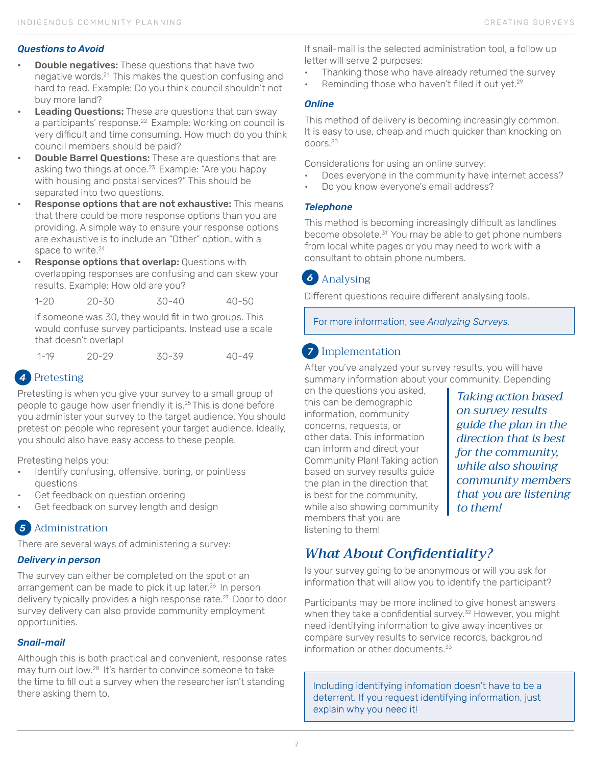### *Questions to Avoid*

- **Double negatives:** These questions that have two negative words.[21] This makes the question confusing and hard to read. Example: Do you think council shouldn't not buy more land?
- **Leading Questions:** These are questions that can sway a participants' response.[22] Example: Working on council is very difficult and time consuming. How much do you think council members should be paid?
- **Double Barrel Questions:** These are questions that are asking two things at once.[23] Example: "Are you happy with housing and postal services?" This should be separated into two questions.
- **Response options that are not exhaustive:** This means that there could be more response options than you are providing. A simple way to ensure your response options are exhaustive is to include an "Other" option, with a space to write.[24]
- **Response options that overlap:** Questions with overlapping responses are confusing and can skew your results. Example: How old are you?

  1-20 &nbsp;&nbsp; 20-30 &nbsp;&nbsp; 30-40 &nbsp;&nbsp; 40-50

  If someone was 30, they would fit in two groups. This would confuse survey participants. Instead use a scale that doesn't overlap!

  1-19 &nbsp;&nbsp; 20-29 &nbsp;&nbsp; 30-39 &nbsp;&nbsp; 40-49

## 4 Pretesting

Pretesting is when you give your survey to a small group of people to gauge how user friendly it is.[25] This is done before you administer your survey to the target audience. You should pretest on people who represent your target audience. Ideally, you should also have easy access to these people.

Pretesting helps you:

- Identify confusing, offensive, boring, or pointless questions
- Get feedback on question ordering
- Get feedback on survey length and design

## 5 Administration

There are several ways of administering a survey:

### *Delivery in person*

The survey can either be completed on the spot or an arrangement can be made to pick it up later.[26] In person delivery typically provides a high response rate.[27] Door to door survey delivery can also provide community employment opportunities.

### *Snail-mail*

Although this is both practical and convenient, response rates may turn out low.[28] It's harder to convince someone to take the time to fill out a survey when the researcher isn't standing there asking them to.

If snail-mail is the selected administration tool, a follow up letter will serve 2 purposes:

- Thanking those who have already returned the survey
- Reminding those who haven't filled it out yet.[29]

### *Online*

This method of delivery is becoming increasingly common. It is easy to use, cheap and much quicker than knocking on doors.[30]

Considerations for using an online survey:

- Does everyone in the community have internet access?
- Do you know everyone's email address?

### *Telephone*

This method is becoming increasingly difficult as landlines become obsolete.[31] You may be able to get phone numbers from local white pages or you may need to work with a consultant to obtain phone numbers.

## 6 Analysing

Different questions require different analysing tools.

> For more information, see *Analyzing Surveys.*

## 7 Implementation

After you've analyzed your survey results, you will have summary information about your community. Depending on the questions you asked, this can be demographic information, community concerns, requests, or other data. This information can inform and direct your Community Plan! Taking action based on survey results guide the plan in the direction that is best for the community, while also showing community members that you are listening to them!

> *Taking action based on survey results guide the plan in the direction that is best for the community, while also showing community members that you are listening to them!*

## *What About Confidentiality?*

Is your survey going to be anonymous or will you ask for information that will allow you to identify the participant?

Participants may be more inclined to give honest answers when they take a confidential survey.[32] However, you might need identifying information to give away incentives or compare survey results to service records, background information or other documents.[33]

> Including identifying infomation doesn't have to be a deterrent. If you request identifying information, just explain why you need it!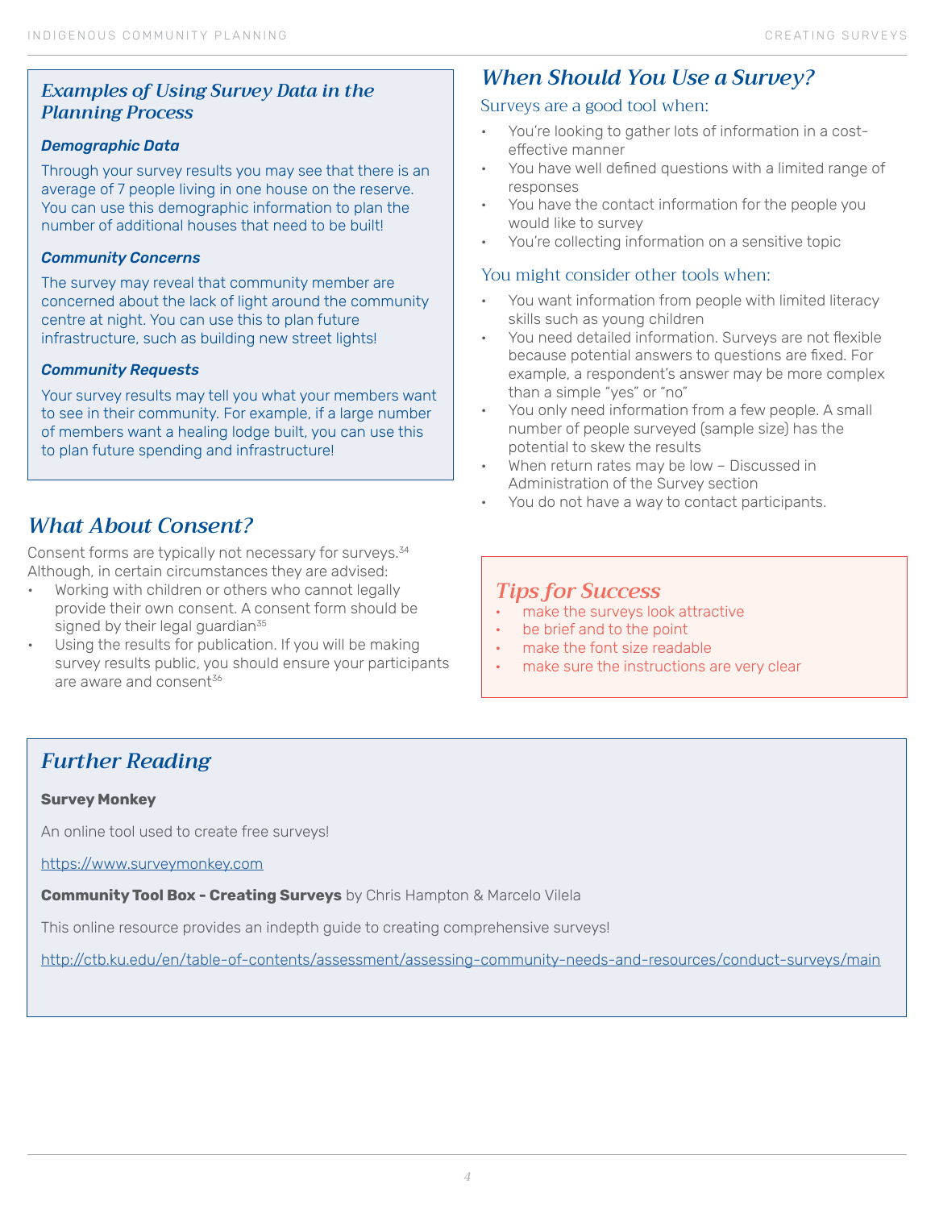### *Examples of Using Survey Data in the Planning Process*

***Demographic Data***

Through your survey results you may see that there is an average of 7 people living in one house on the reserve. You can use this demographic information to plan the number of additional houses that need to be built!

***Community Concerns***

The survey may reveal that community member are concerned about the lack of light around the community centre at night. You can use this to plan future infrastructure, such as building new street lights!

***Community Requests***

Your survey results may tell you what your members want to see in their community. For example, if a large number of members want a healing lodge built, you can use this to plan future spending and infrastructure!

## *What About Consent?*

Consent forms are typically not necessary for surveys.[34] Although, in certain circumstances they are advised:

- Working with children or others who cannot legally provide their own consent. A consent form should be signed by their legal guardian[35]
- Using the results for publication. If you will be making survey results public, you should ensure your participants are aware and consent[36]

## *When Should You Use a Survey?*

### Surveys are a good tool when:

- You're looking to gather lots of information in a cost-effective manner
- You have well defined questions with a limited range of responses
- You have the contact information for the people you would like to survey
- You're collecting information on a sensitive topic

### You might consider other tools when:

- You want information from people with limited literacy skills such as young children
- You need detailed information. Surveys are not flexible because potential answers to questions are fixed. For example, a respondent's answer may be more complex than a simple "yes" or "no"
- You only need information from a few people. A small number of people surveyed (sample size) has the potential to skew the results
- When return rates may be low – Discussed in Administration of the Survey section
- You do not have a way to contact participants.

### *Tips for Success*

- make the surveys look attractive
- be brief and to the point
- make the font size readable
- make sure the instructions are very clear

## *Further Reading*

**Survey Monkey**

An online tool used to create free surveys!

https://www.surveymonkey.com

**Community Tool Box - Creating Surveys** by Chris Hampton & Marcelo Vilela

This online resource provides an indepth guide to creating comprehensive surveys!

http://ctb.ku.edu/en/table-of-contents/assessment/assessing-community-needs-and-resources/conduct-surveys/main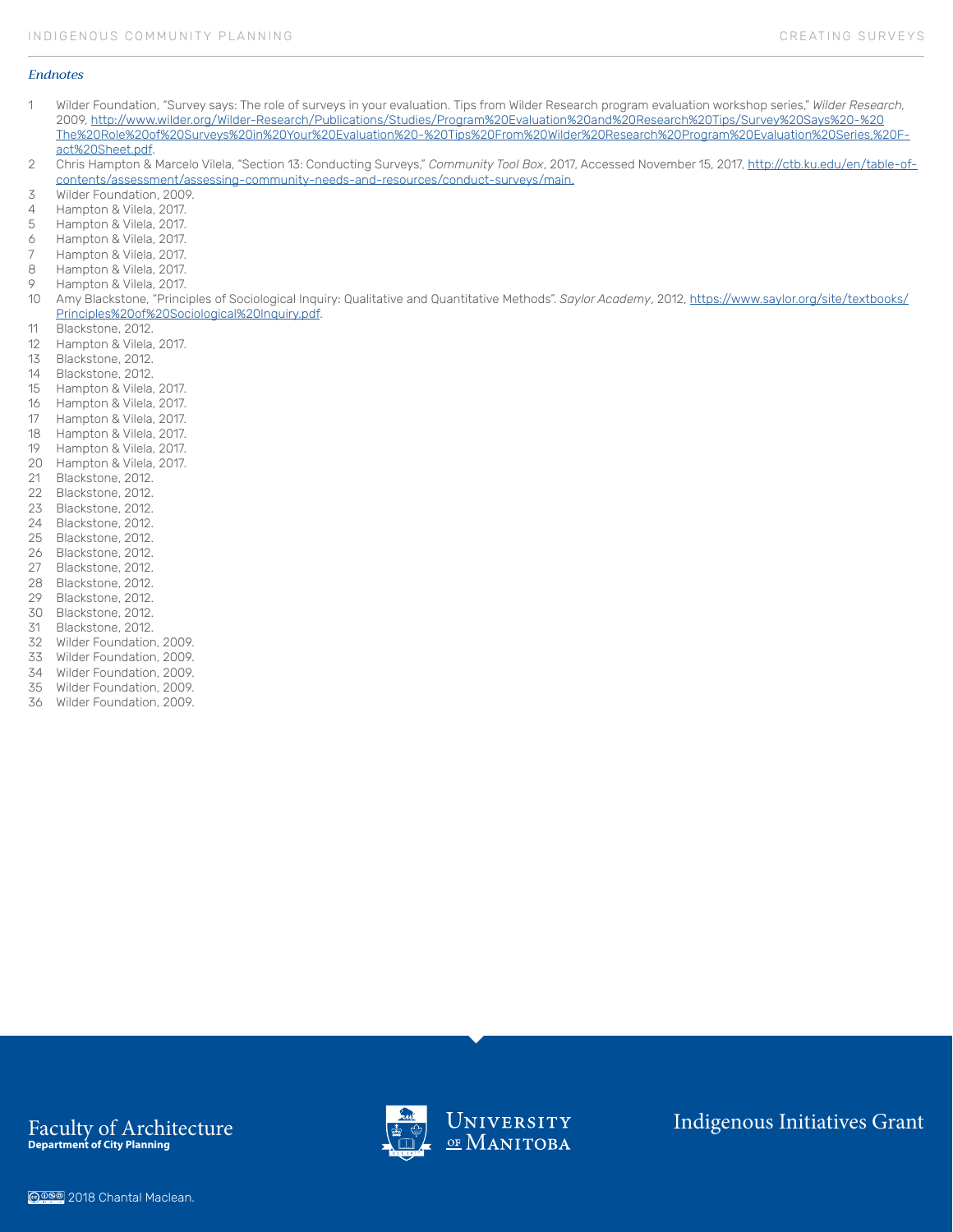*Endnotes*

1. Wilder Foundation, "Survey says: The role of surveys in your evaluation. Tips from Wilder Research program evaluation workshop series," *Wilder Research*, 2009, http://www.wilder.org/Wilder-Research/Publications/Studies/Program%20Evaluation%20and%20Research%20Tips/Survey%20Says%20-%20The%20Role%20of%20Surveys%20in%20Your%20Evaluation%20-%20Tips%20From%20Wilder%20Research%20Program%20Evaluation%20Series,%20Fact%20Sheet.pdf.
2. Chris Hampton & Marcelo Vilela, "Section 13: Conducting Surveys," *Community Tool Box*, 2017, Accessed November 15, 2017, http://ctb.ku.edu/en/table-of-contents/assessment/assessing-community-needs-and-resources/conduct-surveys/main.
3. Wilder Foundation, 2009.
4. Hampton & Vilela, 2017.
5. Hampton & Vilela, 2017.
6. Hampton & Vilela, 2017.
7. Hampton & Vilela, 2017.
8. Hampton & Vilela, 2017.
9. Hampton & Vilela, 2017.
10. Amy Blackstone, "Principles of Sociological Inquiry: Qualitative and Quantitative Methods". *Saylor Academy*, 2012, https://www.saylor.org/site/textbooks/Principles%20of%20Sociological%20Inquiry.pdf.
11. Blackstone, 2012.
12. Hampton & Vilela, 2017.
13. Blackstone, 2012.
14. Blackstone, 2012.
15. Hampton & Vilela, 2017.
16. Hampton & Vilela, 2017.
17. Hampton & Vilela, 2017.
18. Hampton & Vilela, 2017.
19. Hampton & Vilela, 2017.
20. Hampton & Vilela, 2017.
21. Blackstone, 2012.
22. Blackstone, 2012.
23. Blackstone, 2012.
24. Blackstone, 2012.
25. Blackstone, 2012.
26. Blackstone, 2012.
27. Blackstone, 2012.
28. Blackstone, 2012.
29. Blackstone, 2012.
30. Blackstone, 2012.
31. Blackstone, 2012.
32. Wilder Foundation, 2009.
33. Wilder Foundation, 2009.
34. Wilder Foundation, 2009.
35. Wilder Foundation, 2009.
36. Wilder Foundation, 2009.

Faculty of Architecture
**Department of City Planning**

University of Manitoba

Indigenous Initiatives Grant

2018 Chantal Maclean.